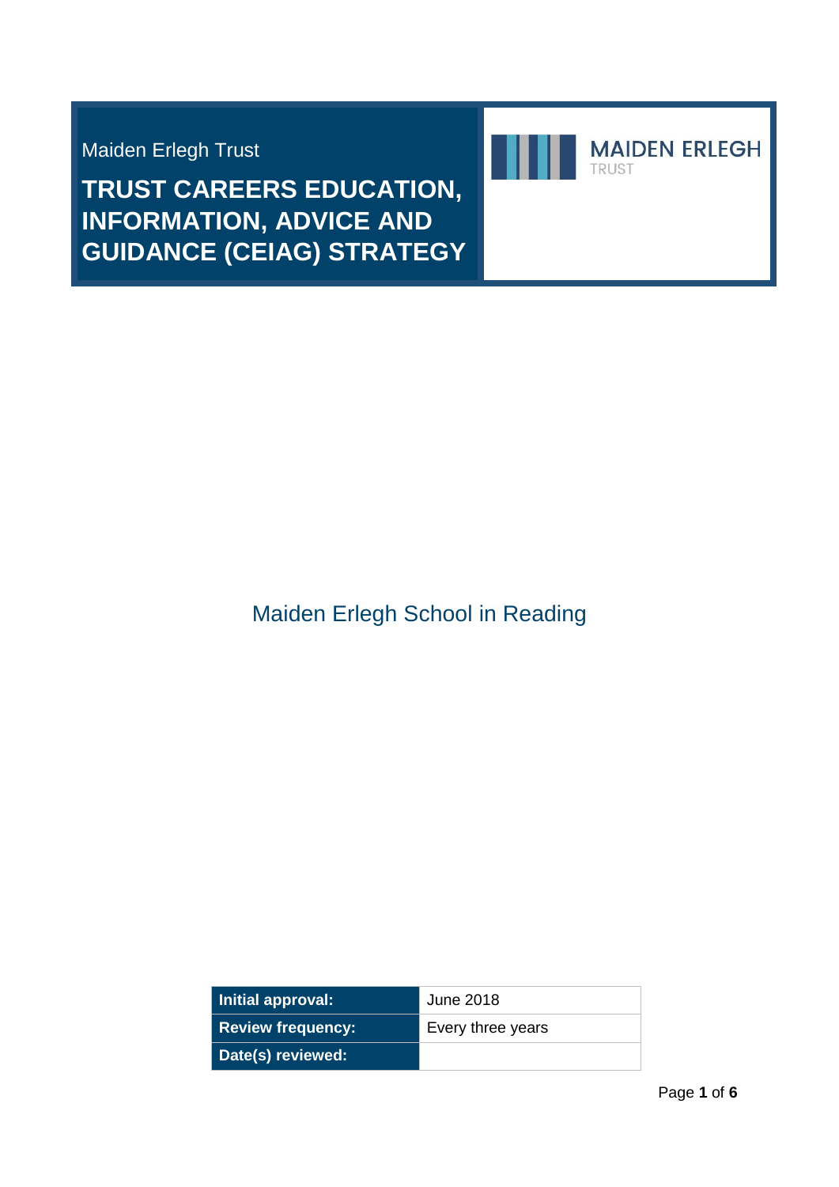Maiden Erlegh Trust

# TRUST CAREERS EDUCATION, INFORMATION, ADVICE AND GUIDANCE (CEIAG) STRATEGY

MAIDEN ERLEGH
TRUST

Maiden Erlegh School in Reading

| **Initial approval:** | June 2018 |
|---|---|
| **Review frequency:** | Every three years |
| **Date(s) reviewed:** | |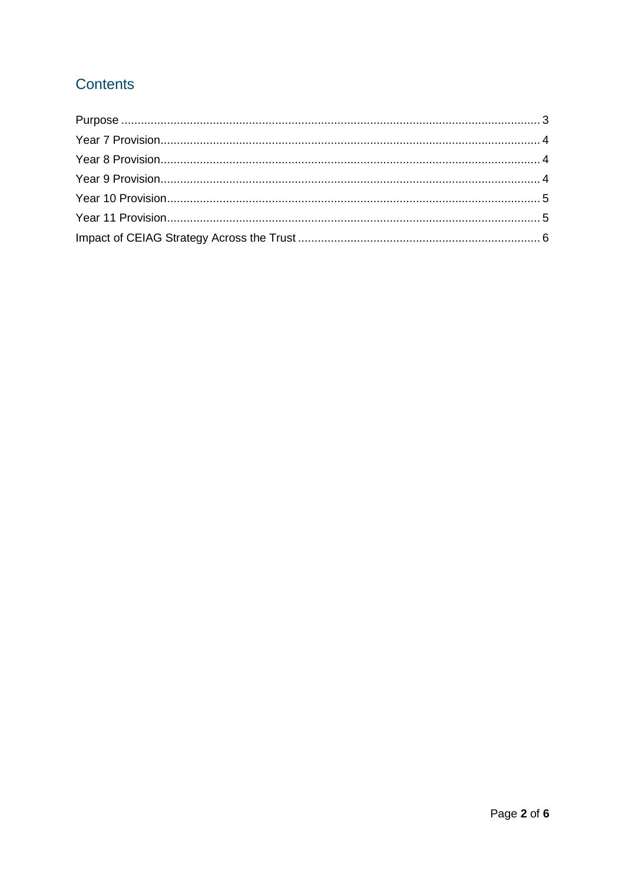## Contents

Purpose ............................................................................................................................. 3

Year 7 Provision.................................................................................................................. 4

Year 8 Provision.................................................................................................................. 4

Year 9 Provision.................................................................................................................. 4

Year 10 Provision................................................................................................................ 5

Year 11 Provision................................................................................................................ 5

Impact of CEIAG Strategy Across the Trust ........................................................................ 6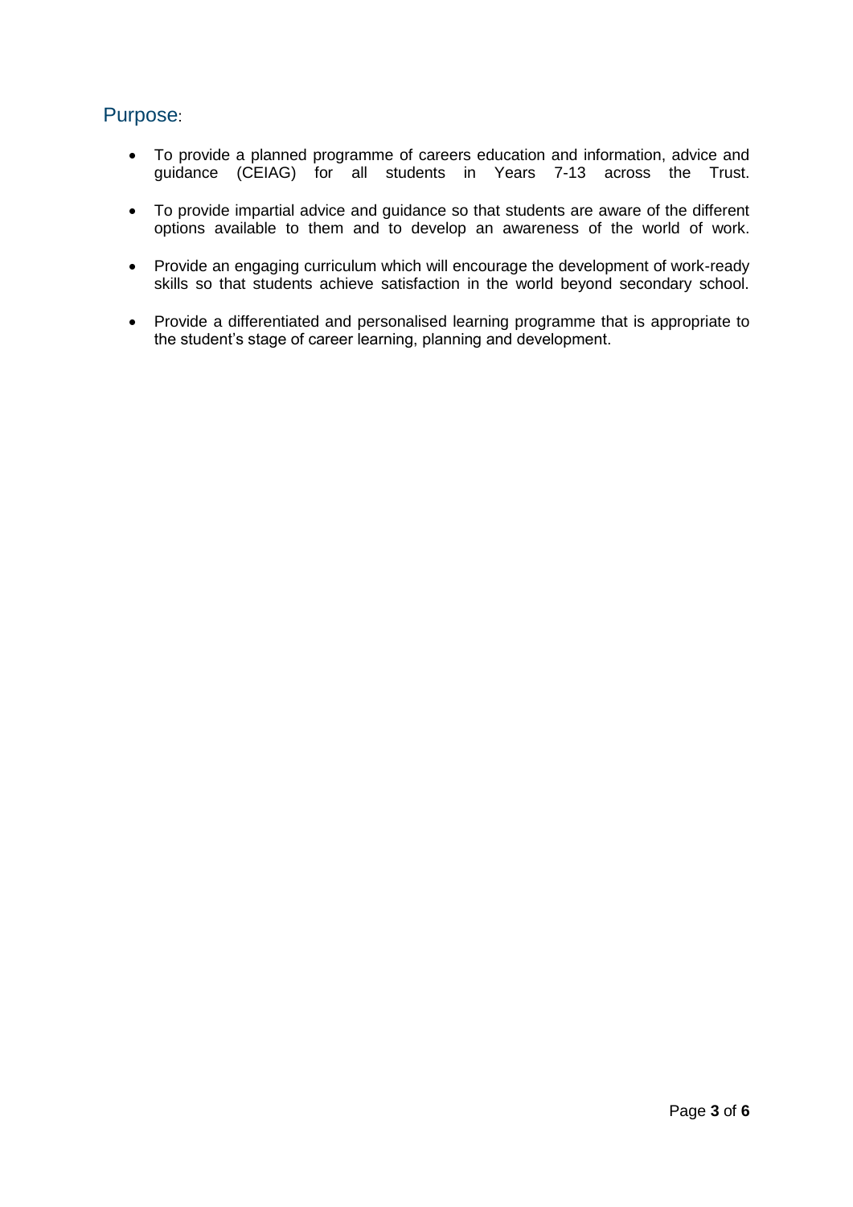## Purpose:

- To provide a planned programme of careers education and information, advice and guidance (CEIAG) for all students in Years 7-13 across the Trust.
- To provide impartial advice and guidance so that students are aware of the different options available to them and to develop an awareness of the world of work.
- Provide an engaging curriculum which will encourage the development of work-ready skills so that students achieve satisfaction in the world beyond secondary school.
- Provide a differentiated and personalised learning programme that is appropriate to the student's stage of career learning, planning and development.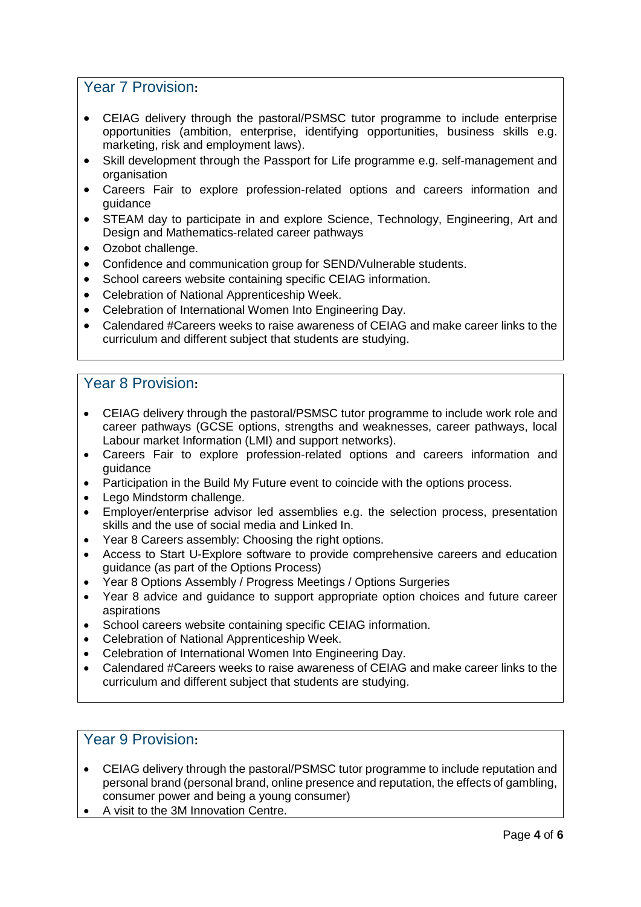## Year 7 Provision:

- CEIAG delivery through the pastoral/PSMSC tutor programme to include enterprise opportunities (ambition, enterprise, identifying opportunities, business skills e.g. marketing, risk and employment laws).
- Skill development through the Passport for Life programme e.g. self-management and organisation
- Careers Fair to explore profession-related options and careers information and guidance
- STEAM day to participate in and explore Science, Technology, Engineering, Art and Design and Mathematics-related career pathways
- Ozobot challenge.
- Confidence and communication group for SEND/Vulnerable students.
- School careers website containing specific CEIAG information.
- Celebration of National Apprenticeship Week.
- Celebration of International Women Into Engineering Day.
- Calendared #Careers weeks to raise awareness of CEIAG and make career links to the curriculum and different subject that students are studying.

## Year 8 Provision:

- CEIAG delivery through the pastoral/PSMSC tutor programme to include work role and career pathways (GCSE options, strengths and weaknesses, career pathways, local Labour market Information (LMI) and support networks).
- Careers Fair to explore profession-related options and careers information and guidance
- Participation in the Build My Future event to coincide with the options process.
- Lego Mindstorm challenge.
- Employer/enterprise advisor led assemblies e.g. the selection process, presentation skills and the use of social media and Linked In.
- Year 8 Careers assembly: Choosing the right options.
- Access to Start U-Explore software to provide comprehensive careers and education guidance (as part of the Options Process)
- Year 8 Options Assembly / Progress Meetings / Options Surgeries
- Year 8 advice and guidance to support appropriate option choices and future career aspirations
- School careers website containing specific CEIAG information.
- Celebration of National Apprenticeship Week.
- Celebration of International Women Into Engineering Day.
- Calendared #Careers weeks to raise awareness of CEIAG and make career links to the curriculum and different subject that students are studying.

## Year 9 Provision:

- CEIAG delivery through the pastoral/PSMSC tutor programme to include reputation and personal brand (personal brand, online presence and reputation, the effects of gambling, consumer power and being a young consumer)
- A visit to the 3M Innovation Centre.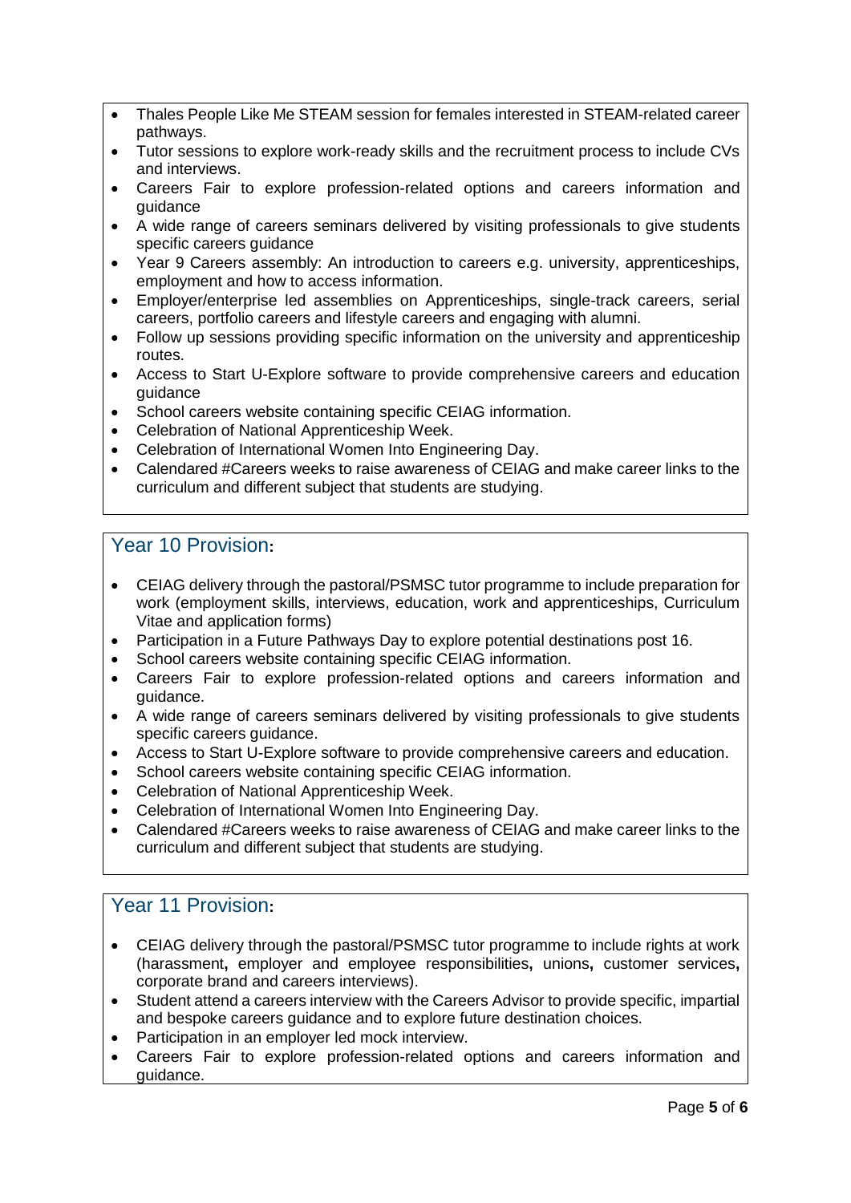- Thales People Like Me STEAM session for females interested in STEAM-related career pathways.
- Tutor sessions to explore work-ready skills and the recruitment process to include CVs and interviews.
- Careers Fair to explore profession-related options and careers information and guidance
- A wide range of careers seminars delivered by visiting professionals to give students specific careers guidance
- Year 9 Careers assembly: An introduction to careers e.g. university, apprenticeships, employment and how to access information.
- Employer/enterprise led assemblies on Apprenticeships, single-track careers, serial careers, portfolio careers and lifestyle careers and engaging with alumni.
- Follow up sessions providing specific information on the university and apprenticeship routes.
- Access to Start U-Explore software to provide comprehensive careers and education guidance
- School careers website containing specific CEIAG information.
- Celebration of National Apprenticeship Week.
- Celebration of International Women Into Engineering Day.
- Calendared #Careers weeks to raise awareness of CEIAG and make career links to the curriculum and different subject that students are studying.

## Year 10 Provision:

- CEIAG delivery through the pastoral/PSMSC tutor programme to include preparation for work (employment skills, interviews, education, work and apprenticeships, Curriculum Vitae and application forms)
- Participation in a Future Pathways Day to explore potential destinations post 16.
- School careers website containing specific CEIAG information.
- Careers Fair to explore profession-related options and careers information and guidance.
- A wide range of careers seminars delivered by visiting professionals to give students specific careers guidance.
- Access to Start U-Explore software to provide comprehensive careers and education.
- School careers website containing specific CEIAG information.
- Celebration of National Apprenticeship Week.
- Celebration of International Women Into Engineering Day.
- Calendared #Careers weeks to raise awareness of CEIAG and make career links to the curriculum and different subject that students are studying.

## Year 11 Provision:

- CEIAG delivery through the pastoral/PSMSC tutor programme to include rights at work (harassment**,** employer and employee responsibilities**,** unions**,** customer services**,** corporate brand and careers interviews).
- Student attend a careers interview with the Careers Advisor to provide specific, impartial and bespoke careers guidance and to explore future destination choices.
- Participation in an employer led mock interview.
- Careers Fair to explore profession-related options and careers information and guidance.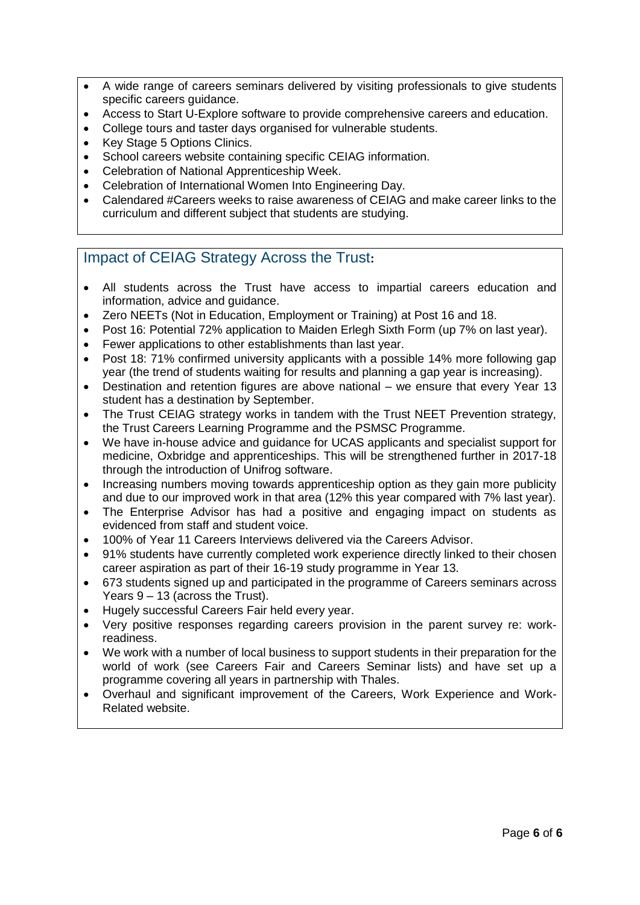- A wide range of careers seminars delivered by visiting professionals to give students specific careers guidance.
- Access to Start U-Explore software to provide comprehensive careers and education.
- College tours and taster days organised for vulnerable students.
- Key Stage 5 Options Clinics.
- School careers website containing specific CEIAG information.
- Celebration of National Apprenticeship Week.
- Celebration of International Women Into Engineering Day.
- Calendared #Careers weeks to raise awareness of CEIAG and make career links to the curriculum and different subject that students are studying.

## Impact of CEIAG Strategy Across the Trust:

- All students across the Trust have access to impartial careers education and information, advice and guidance.
- Zero NEETs (Not in Education, Employment or Training) at Post 16 and 18.
- Post 16: Potential 72% application to Maiden Erlegh Sixth Form (up 7% on last year).
- Fewer applications to other establishments than last year.
- Post 18: 71% confirmed university applicants with a possible 14% more following gap year (the trend of students waiting for results and planning a gap year is increasing).
- Destination and retention figures are above national – we ensure that every Year 13 student has a destination by September.
- The Trust CEIAG strategy works in tandem with the Trust NEET Prevention strategy, the Trust Careers Learning Programme and the PSMSC Programme.
- We have in-house advice and guidance for UCAS applicants and specialist support for medicine, Oxbridge and apprenticeships. This will be strengthened further in 2017-18 through the introduction of Unifrog software.
- Increasing numbers moving towards apprenticeship option as they gain more publicity and due to our improved work in that area (12% this year compared with 7% last year).
- The Enterprise Advisor has had a positive and engaging impact on students as evidenced from staff and student voice.
- 100% of Year 11 Careers Interviews delivered via the Careers Advisor.
- 91% students have currently completed work experience directly linked to their chosen career aspiration as part of their 16-19 study programme in Year 13.
- 673 students signed up and participated in the programme of Careers seminars across Years 9 – 13 (across the Trust).
- Hugely successful Careers Fair held every year.
- Very positive responses regarding careers provision in the parent survey re: work-readiness.
- We work with a number of local business to support students in their preparation for the world of work (see Careers Fair and Careers Seminar lists) and have set up a programme covering all years in partnership with Thales.
- Overhaul and significant improvement of the Careers, Work Experience and Work-Related website.